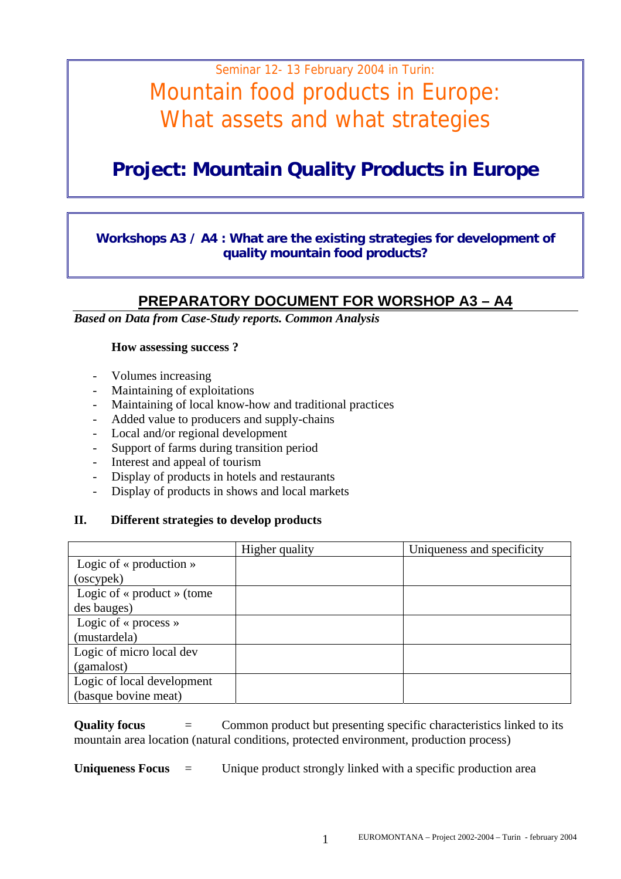Seminar 12- 13 February 2004 in Turin:

# Mountain food products in Europe: What assets and what strategies

## Project: Mountain Quality Products in Europe

### Workshops A3 / A4 : What are the existing strategies for development of quality mountain food products?

## PREPARATORY DOCUMENT FOR WORSHOP A3 – A4

***Based on Data from Case-Study reports. Common Analysis***

**How assessing success ?**

- Volumes increasing
- Maintaining of exploitations
- Maintaining of local know-how and traditional practices
- Added value to producers and supply-chains
- Local and/or regional development
- Support of farms during transition period
- Interest and appeal of tourism
- Display of products in hotels and restaurants
- Display of products in shows and local markets

### II. Different strategies to develop products

| | Higher quality | Uniqueness and specificity |
|---|---|---|
| Logic of « production » (oscypek) | | |
| Logic of « product » (tome des bauges) | | |
| Logic of « process » (mustardela) | | |
| Logic of micro local dev (gamalost) | | |
| Logic of local development (basque bovine meat) | | |

**Quality focus** = Common product but presenting specific characteristics linked to its mountain area location (natural conditions, protected environment, production process)

**Uniqueness Focus** = Unique product strongly linked with a specific production area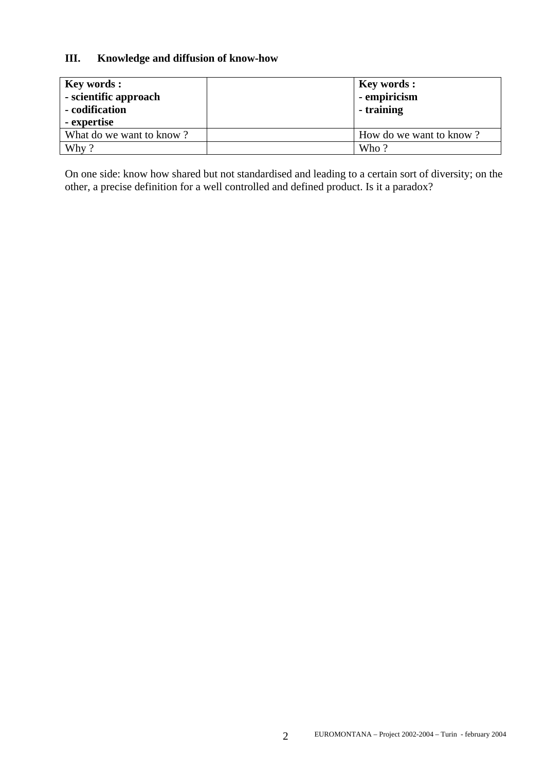### III. Knowledge and diffusion of know-how

| **Key words :**<br>**- scientific approach**<br>**- codification**<br>**- expertise** | | **Key words :**<br>**- empiricism**<br>**- training** |
|---|---|---|
| What do we want to know ? | | How do we want to know ? |
| Why ? | | Who ? |

On one side: know how shared but not standardised and leading to a certain sort of diversity; on the other, a precise definition for a well controlled and defined product. Is it a paradox?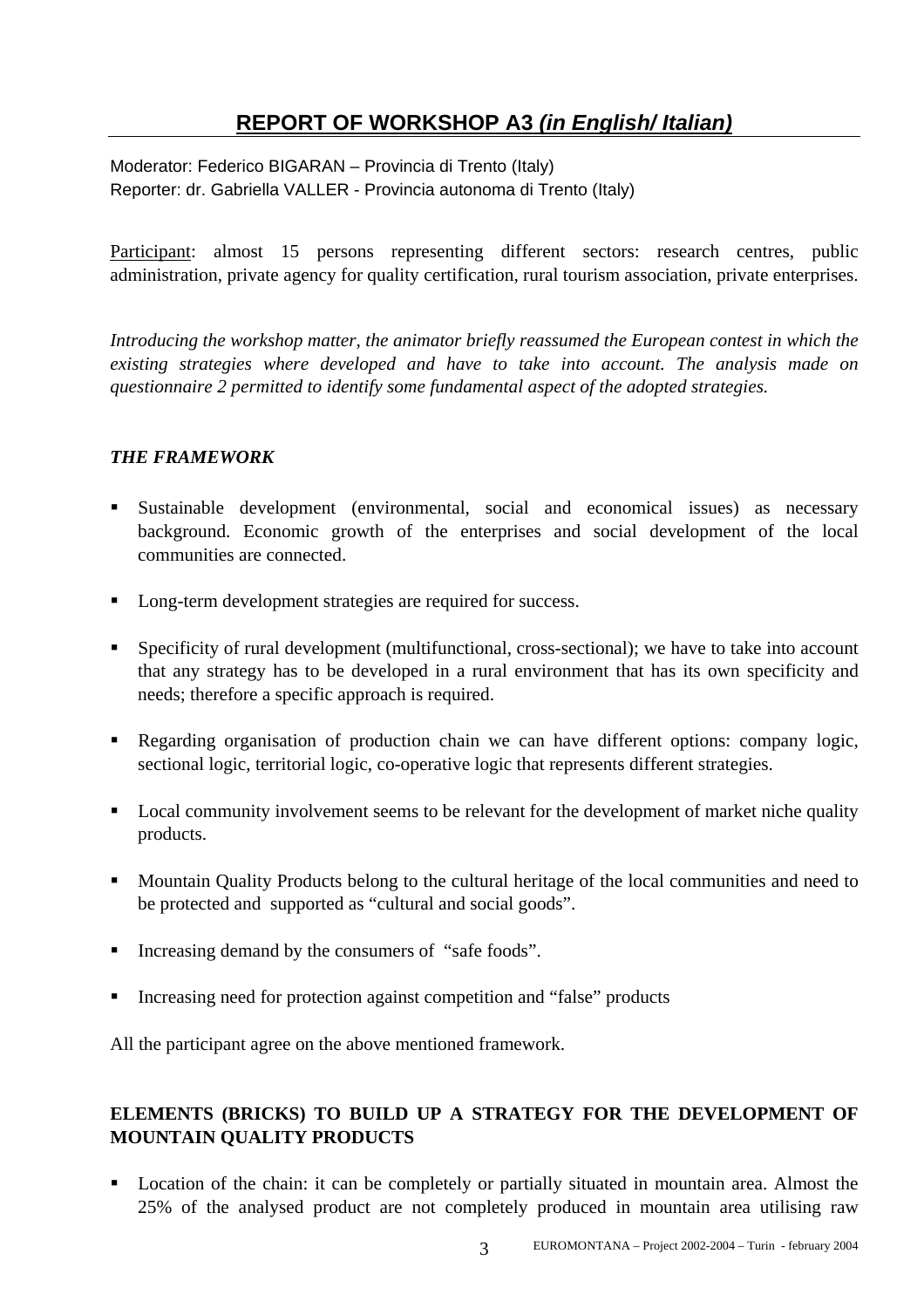## REPORT OF WORKSHOP A3 *(in English/ Italian)*

Moderator: Federico BIGARAN – Provincia di Trento (Italy)
Reporter: dr. Gabriella VALLER - Provincia autonoma di Trento (Italy)

Participant: almost 15 persons representing different sectors: research centres, public administration, private agency for quality certification, rural tourism association, private enterprises.

*Introducing the workshop matter, the animator briefly reassumed the European contest in which the existing strategies where developed and have to take into account. The analysis made on questionnaire 2 permitted to identify some fundamental aspect of the adopted strategies.*

### *THE FRAMEWORK*

- Sustainable development (environmental, social and economical issues) as necessary background. Economic growth of the enterprises and social development of the local communities are connected.
- Long-term development strategies are required for success.
- Specificity of rural development (multifunctional, cross-sectional); we have to take into account that any strategy has to be developed in a rural environment that has its own specificity and needs; therefore a specific approach is required.
- Regarding organisation of production chain we can have different options: company logic, sectional logic, territorial logic, co-operative logic that represents different strategies.
- Local community involvement seems to be relevant for the development of market niche quality products.
- Mountain Quality Products belong to the cultural heritage of the local communities and need to be protected and supported as "cultural and social goods".
- Increasing demand by the consumers of "safe foods".
- Increasing need for protection against competition and "false" products

All the participant agree on the above mentioned framework.

### ELEMENTS (BRICKS) TO BUILD UP A STRATEGY FOR THE DEVELOPMENT OF MOUNTAIN QUALITY PRODUCTS

- Location of the chain: it can be completely or partially situated in mountain area. Almost the 25% of the analysed product are not completely produced in mountain area utilising raw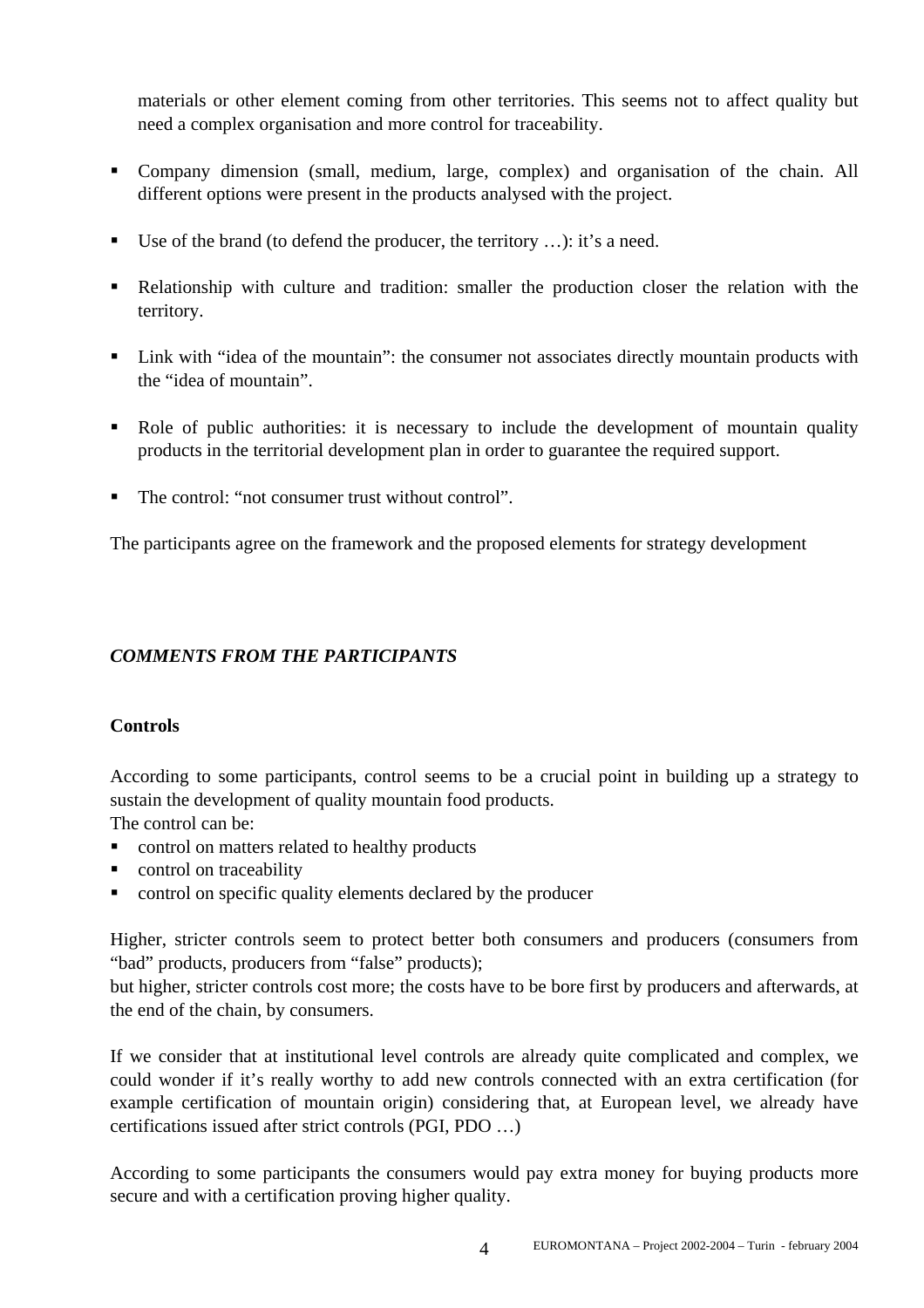materials or other element coming from other territories. This seems not to affect quality but need a complex organisation and more control for traceability.

- Company dimension (small, medium, large, complex) and organisation of the chain. All different options were present in the products analysed with the project.
- Use of the brand (to defend the producer, the territory …): it's a need.
- Relationship with culture and tradition: smaller the production closer the relation with the territory.
- Link with "idea of the mountain": the consumer not associates directly mountain products with the "idea of mountain".
- Role of public authorities: it is necessary to include the development of mountain quality products in the territorial development plan in order to guarantee the required support.
- The control: "not consumer trust without control".

The participants agree on the framework and the proposed elements for strategy development

## *COMMENTS FROM THE PARTICIPANTS*

**Controls**

According to some participants, control seems to be a crucial point in building up a strategy to sustain the development of quality mountain food products.
The control can be:

- control on matters related to healthy products
- control on traceability
- control on specific quality elements declared by the producer

Higher, stricter controls seem to protect better both consumers and producers (consumers from "bad" products, producers from "false" products);
but higher, stricter controls cost more; the costs have to be bore first by producers and afterwards, at the end of the chain, by consumers.

If we consider that at institutional level controls are already quite complicated and complex, we could wonder if it's really worthy to add new controls connected with an extra certification (for example certification of mountain origin) considering that, at European level, we already have certifications issued after strict controls (PGI, PDO …)

According to some participants the consumers would pay extra money for buying products more secure and with a certification proving higher quality.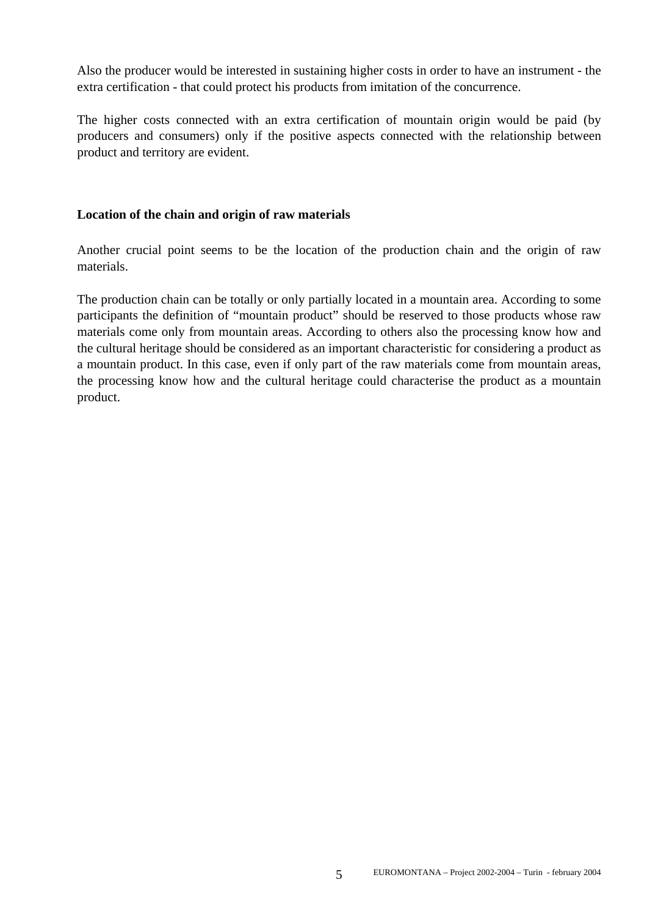Also the producer would be interested in sustaining higher costs in order to have an instrument - the extra certification - that could protect his products from imitation of the concurrence.

The higher costs connected with an extra certification of mountain origin would be paid (by producers and consumers) only if the positive aspects connected with the relationship between product and territory are evident.

**Location of the chain and origin of raw materials**

Another crucial point seems to be the location of the production chain and the origin of raw materials.

The production chain can be totally or only partially located in a mountain area. According to some participants the definition of "mountain product" should be reserved to those products whose raw materials come only from mountain areas. According to others also the processing know how and the cultural heritage should be considered as an important characteristic for considering a product as a mountain product. In this case, even if only part of the raw materials come from mountain areas, the processing know how and the cultural heritage could characterise the product as a mountain product.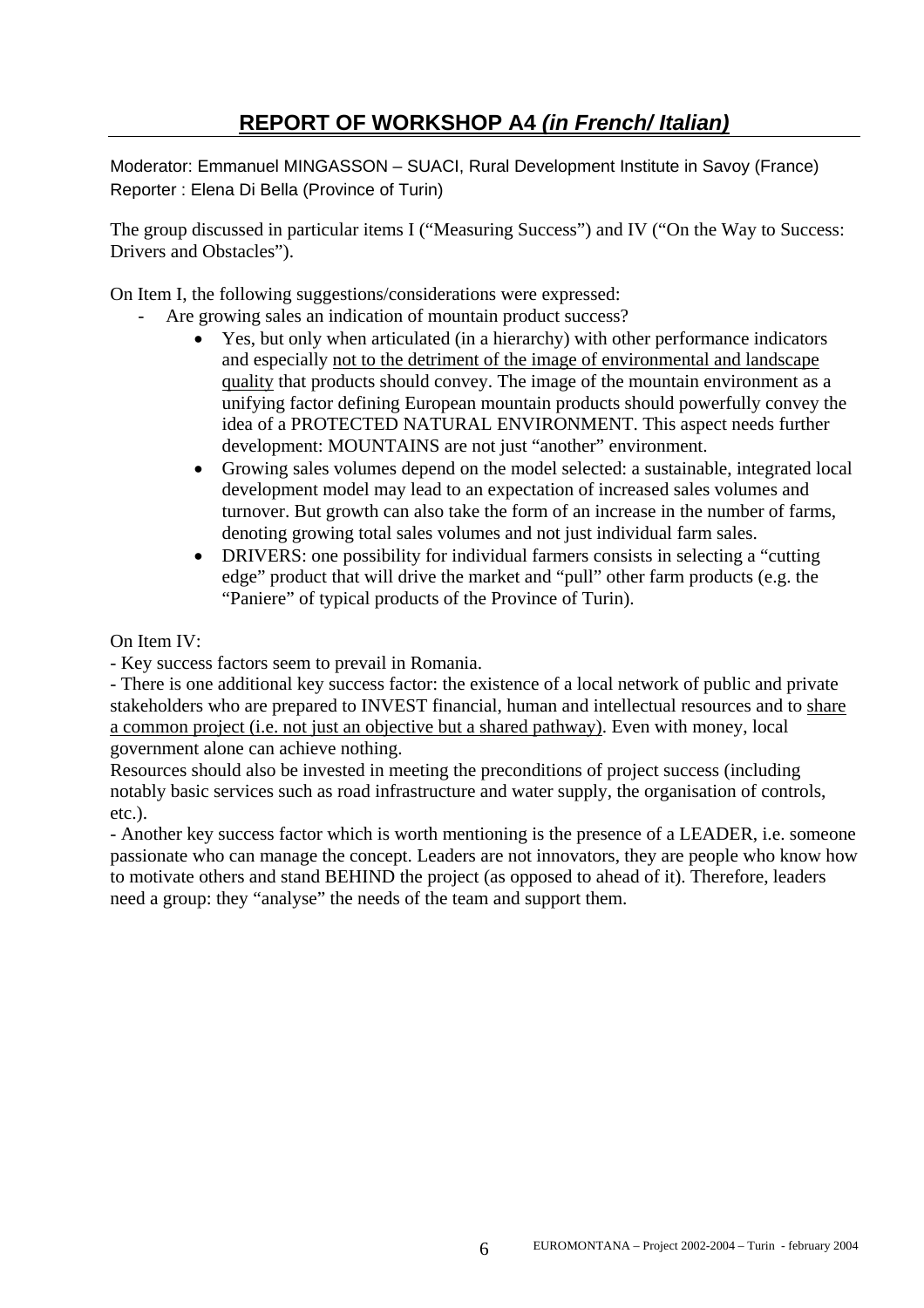# REPORT OF WORKSHOP A4 *(in French/ Italian)*

Moderator: Emmanuel MINGASSON – SUACI, Rural Development Institute in Savoy (France)
Reporter : Elena Di Bella (Province of Turin)

The group discussed in particular items I ("Measuring Success") and IV ("On the Way to Success: Drivers and Obstacles").

On Item I, the following suggestions/considerations were expressed:

- Are growing sales an indication of mountain product success?
    - Yes, but only when articulated (in a hierarchy) with other performance indicators and especially not to the detriment of the image of environmental and landscape quality that products should convey. The image of the mountain environment as a unifying factor defining European mountain products should powerfully convey the idea of a PROTECTED NATURAL ENVIRONMENT. This aspect needs further development: MOUNTAINS are not just "another" environment.
    - Growing sales volumes depend on the model selected: a sustainable, integrated local development model may lead to an expectation of increased sales volumes and turnover. But growth can also take the form of an increase in the number of farms, denoting growing total sales volumes and not just individual farm sales.
    - DRIVERS: one possibility for individual farmers consists in selecting a "cutting edge" product that will drive the market and "pull" other farm products (e.g. the "Paniere" of typical products of the Province of Turin).

On Item IV:

- Key success factors seem to prevail in Romania.
- There is one additional key success factor: the existence of a local network of public and private stakeholders who are prepared to INVEST financial, human and intellectual resources and to share a common project (i.e. not just an objective but a shared pathway). Even with money, local government alone can achieve nothing.

Resources should also be invested in meeting the preconditions of project success (including notably basic services such as road infrastructure and water supply, the organisation of controls, etc.).

- Another key success factor which is worth mentioning is the presence of a LEADER, i.e. someone passionate who can manage the concept. Leaders are not innovators, they are people who know how to motivate others and stand BEHIND the project (as opposed to ahead of it). Therefore, leaders need a group: they "analyse" the needs of the team and support them.